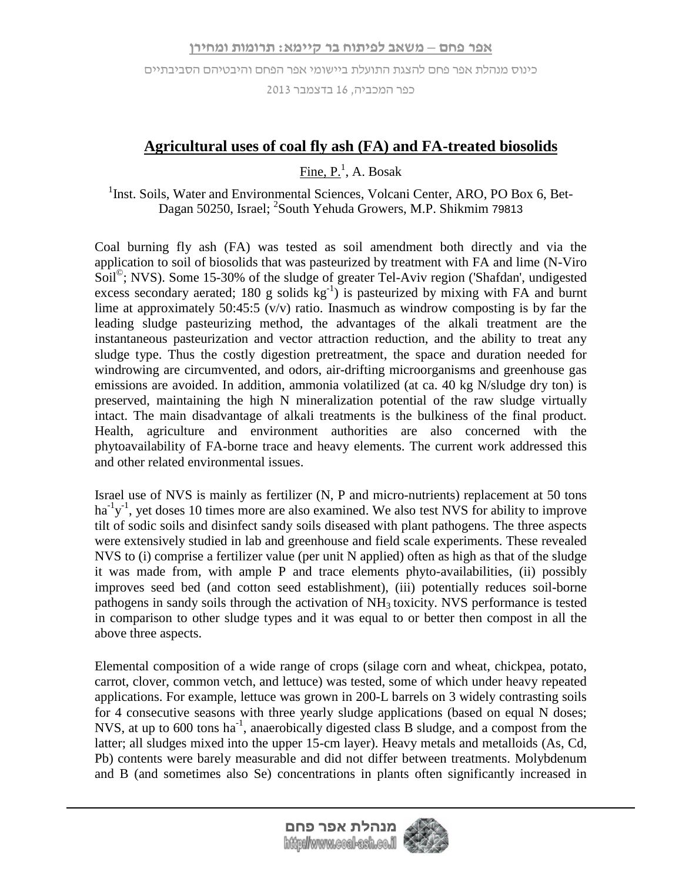# Agricultural uses of coal fly ash (FA) and FA-treated biosolids

Fine, P.[1], A. Bosak

[1]Inst. Soils, Water and Environmental Sciences, Volcani Center, ARO, PO Box 6, Bet-Dagan 50250, Israel; [2]South Yehuda Growers, M.P. Shikmim 79813

Coal burning fly ash (FA) was tested as soil amendment both directly and via the application to soil of biosolids that was pasteurized by treatment with FA and lime (N-Viro Soil©; NVS). Some 15-30% of the sludge of greater Tel-Aviv region ('Shafdan', undigested excess secondary aerated; 180 g solids $kg^{-1}$) is pasteurized by mixing with FA and burnt lime at approximately 50:45:5 (v/v) ratio. Inasmuch as windrow composting is by far the leading sludge pasteurizing method, the advantages of the alkali treatment are the instantaneous pasteurization and vector attraction reduction, and the ability to treat any sludge type. Thus the costly digestion pretreatment, the space and duration needed for windrowing are circumvented, and odors, air-drifting microorganisms and greenhouse gas emissions are avoided. In addition, ammonia volatilized (at ca. 40 kg N/sludge dry ton) is preserved, maintaining the high N mineralization potential of the raw sludge virtually intact. The main disadvantage of alkali treatments is the bulkiness of the final product. Health, agriculture and environment authorities are also concerned with the phytoavailability of FA-borne trace and heavy elements. The current work addressed this and other related environmental issues.

Israel use of NVS is mainly as fertilizer (N, P and micro-nutrients) replacement at 50 tons $ha^{-1}y^{-1}$, yet doses 10 times more are also examined. We also test NVS for ability to improve tilt of sodic soils and disinfect sandy soils diseased with plant pathogens. The three aspects were extensively studied in lab and greenhouse and field scale experiments. These revealed NVS to (i) comprise a fertilizer value (per unit N applied) often as high as that of the sludge it was made from, with ample P and trace elements phyto-availabilities, (ii) possibly improves seed bed (and cotton seed establishment), (iii) potentially reduces soil-borne pathogens in sandy soils through the activation of $NH_3$ toxicity. NVS performance is tested in comparison to other sludge types and it was equal to or better then compost in all the above three aspects.

Elemental composition of a wide range of crops (silage corn and wheat, chickpea, potato, carrot, clover, common vetch, and lettuce) was tested, some of which under heavy repeated applications. For example, lettuce was grown in 200-L barrels on 3 widely contrasting soils for 4 consecutive seasons with three yearly sludge applications (based on equal N doses; NVS, at up to 600 tons $ha^{-1}$, anaerobically digested class B sludge, and a compost from the latter; all sludges mixed into the upper 15-cm layer). Heavy metals and metalloids (As, Cd, Pb) contents were barely measurable and did not differ between treatments. Molybdenum and B (and sometimes also Se) concentrations in plants often significantly increased in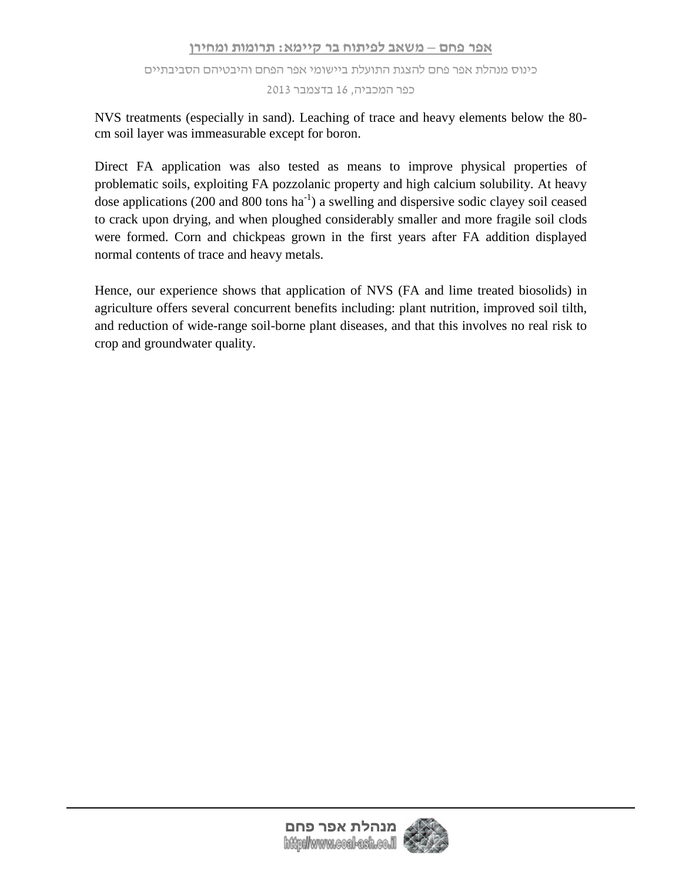NVS treatments (especially in sand). Leaching of trace and heavy elements below the 80-cm soil layer was immeasurable except for boron.

Direct FA application was also tested as means to improve physical properties of problematic soils, exploiting FA pozzolanic property and high calcium solubility. At heavy dose applications (200 and 800 tons $ha^{-1}$) a swelling and dispersive sodic clayey soil ceased to crack upon drying, and when ploughed considerably smaller and more fragile soil clods were formed. Corn and chickpeas grown in the first years after FA addition displayed normal contents of trace and heavy metals.

Hence, our experience shows that application of NVS (FA and lime treated biosolids) in agriculture offers several concurrent benefits including: plant nutrition, improved soil tilth, and reduction of wide-range soil-borne plant diseases, and that this involves no real risk to crop and groundwater quality.